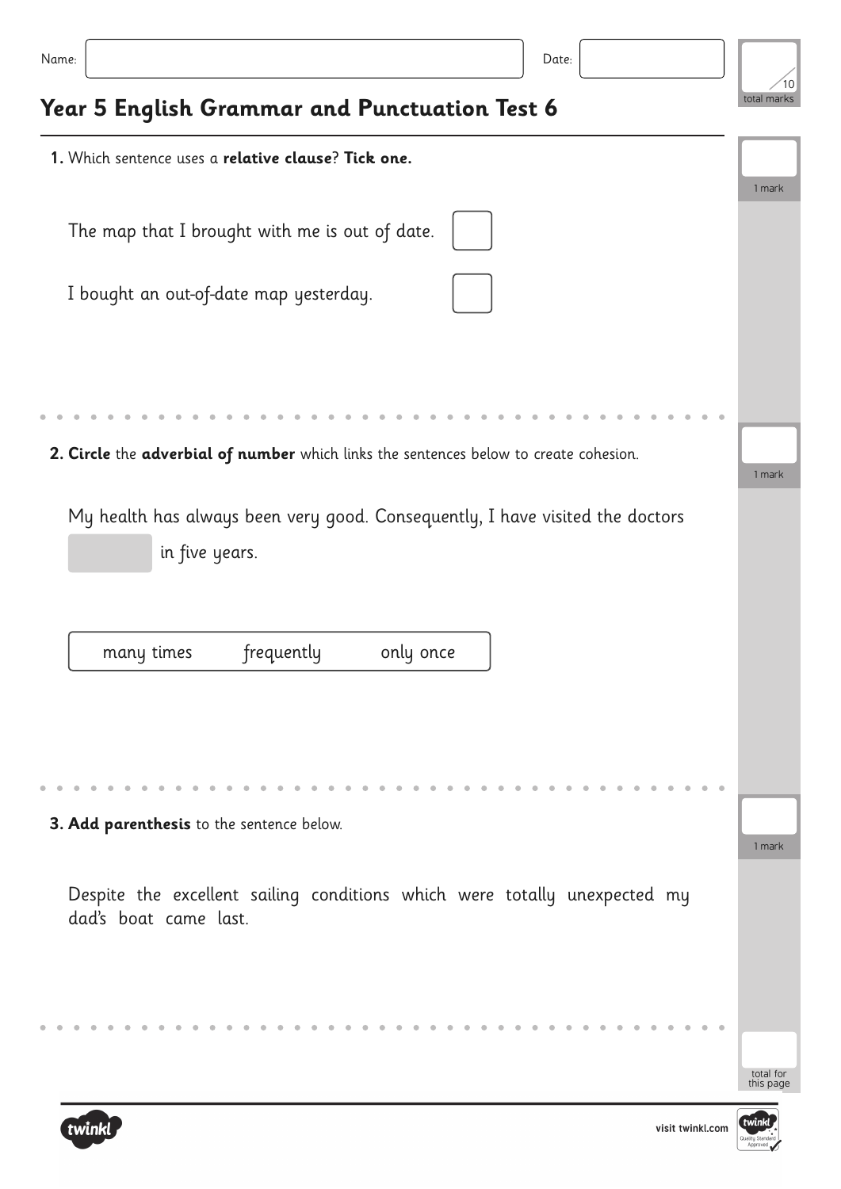Name: Date:

/10 total marks

# Year 5 English Grammar and Punctuation Test 6

**1.** Which sentence uses a **relative clause**? **Tick one.**

1 mark

The map that I brought with me is out of date. ☐

I bought an out-of-date map yesterday. ☐

**2. Circle** the **adverbial of number** which links the sentences below to create cohesion.

1 mark

My health has always been very good. Consequently, I have visited the doctors ______ in five years.

| many times | frequently | only once |
|---|---|---|

**3. Add parenthesis** to the sentence below.

1 mark

Despite the excellent sailing conditions which were totally unexpected my dad's boat came last.

total for this page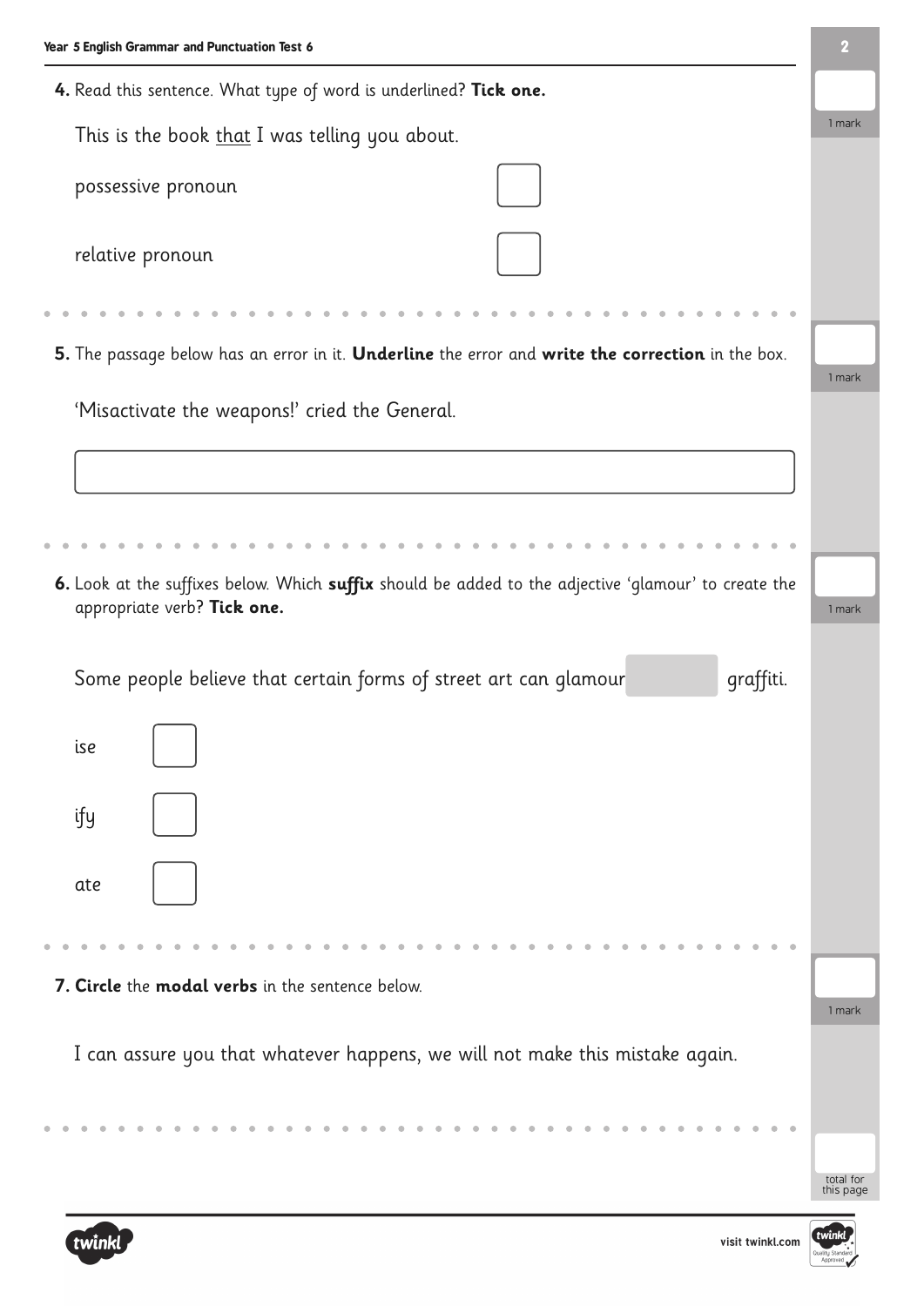**4.** Read this sentence. What type of word is underlined? **Tick one.**

This is the book <u>that</u> I was telling you about.

possessive pronoun ☐

relative pronoun ☐

1 mark

**5.** The passage below has an error in it. **Underline** the error and **write the correction** in the box.

'Misactivate the weapons!' cried the General.

1 mark

**6.** Look at the suffixes below. Which **suffix** should be added to the adjective 'glamour' to create the appropriate verb? **Tick one.**

Some people believe that certain forms of street art can glamour ______ graffiti.

ise ☐

ify ☐

ate ☐

1 mark

**7.** **Circle** the **modal verbs** in the sentence below.

I can assure you that whatever happens, we will not make this mistake again.

1 mark

total for this page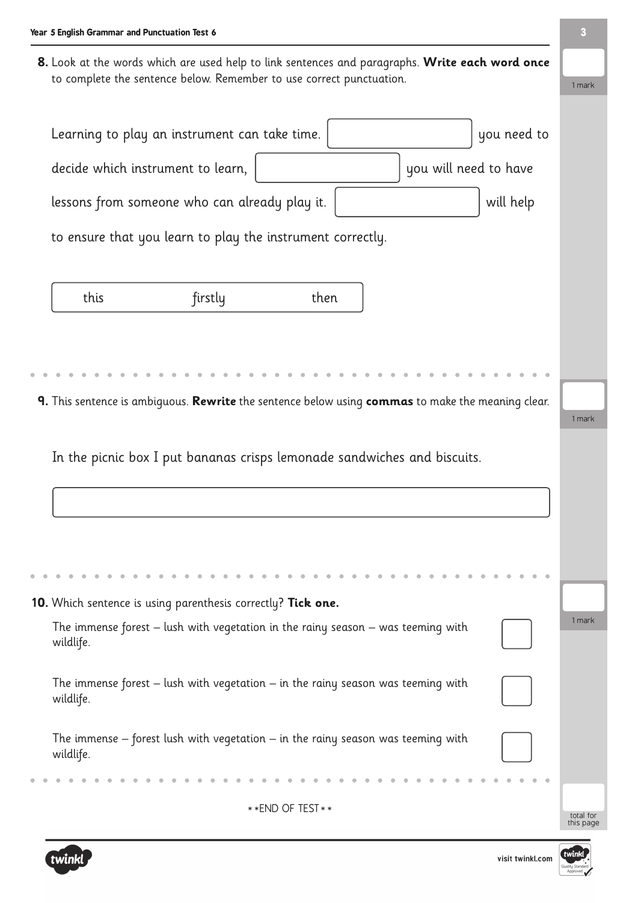**8.** Look at the words which are used help to link sentences and paragraphs. **Write each word once** to complete the sentence below. Remember to use correct punctuation.

1 mark

Learning to play an instrument can take time. [ ] you need to decide which instrument to learn, [ ] you will need to have lessons from someone who can already play it. [ ] will help to ensure that you learn to play the instrument correctly.

| this | firstly | then |
|---|---|---|

**9.** This sentence is ambiguous. **Rewrite** the sentence below using **commas** to make the meaning clear.

1 mark

In the picnic box I put bananas crisps lemonade sandwiches and biscuits.

[ ]

**10.** Which sentence is using parenthesis correctly? **Tick one.**

1 mark

The immense forest – lush with vegetation in the rainy season – was teeming with wildlife. ☐

The immense forest – lush with vegetation – in the rainy season was teeming with wildlife. ☐

The immense – forest lush with vegetation – in the rainy season was teeming with wildlife. ☐

\*\*END OF TEST\*\*

total for this page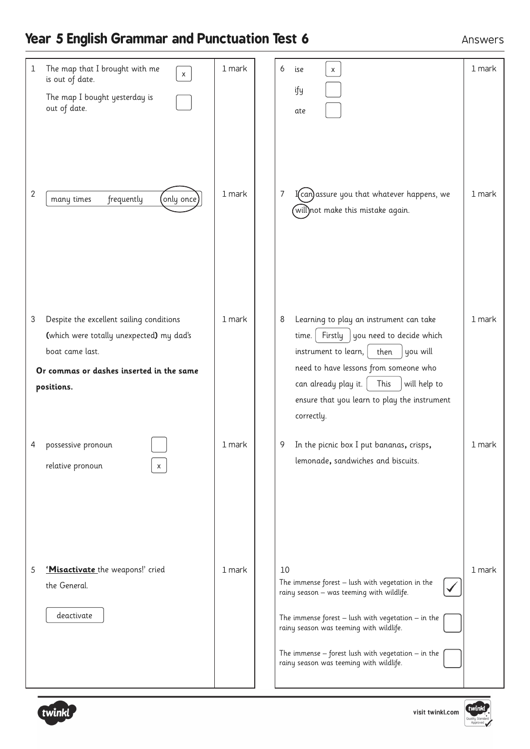# Year 5 English Grammar and Punctuation Test 6

Answers

| | | |
|---|---|---|
| 1 | The map that I brought with me is out of date. [x]<br>The map I bought yesterday is out of date. [ ] | 1 mark |
| 2 | many times / frequently / (only once) | 1 mark |
| 3 | Despite the excellent sailing conditions **(**which were totally unexpected**)** my dad's boat came last.<br>**Or commas or dashes inserted in the same positions.** | 1 mark |
| 4 | possessive pronoun [ ]<br>relative pronoun [x] | 1 mark |
| 5 | **'Misactivate** the weapons!' cried the General.<br>[deactivate] | 1 mark |
| 6 | ise [x]<br>ify [ ]<br>ate [ ] | 1 mark |
| 7 | I (can) assure you that whatever happens, we (will) not make this mistake again. | 1 mark |
| 8 | Learning to play an instrument can take time. [Firstly] you need to decide which instrument to learn, [then] you will need to have lessons from someone who can already play it. [This] will help to ensure that you learn to play the instrument correctly. | 1 mark |
| 9 | In the picnic box I put bananas**,** crisps**,** lemonade**,** sandwiches and biscuits. | 1 mark |
| 10 | The immense forest – lush with vegetation in the rainy season – was teeming with wildlife. [✓]<br>The immense forest – lush with vegetation – in the rainy season was teeming with wildlife. [ ]<br>The immense – forest lush with vegetation – in the rainy season was teeming with wildlife. [ ] | 1 mark |

visit twinkl.com